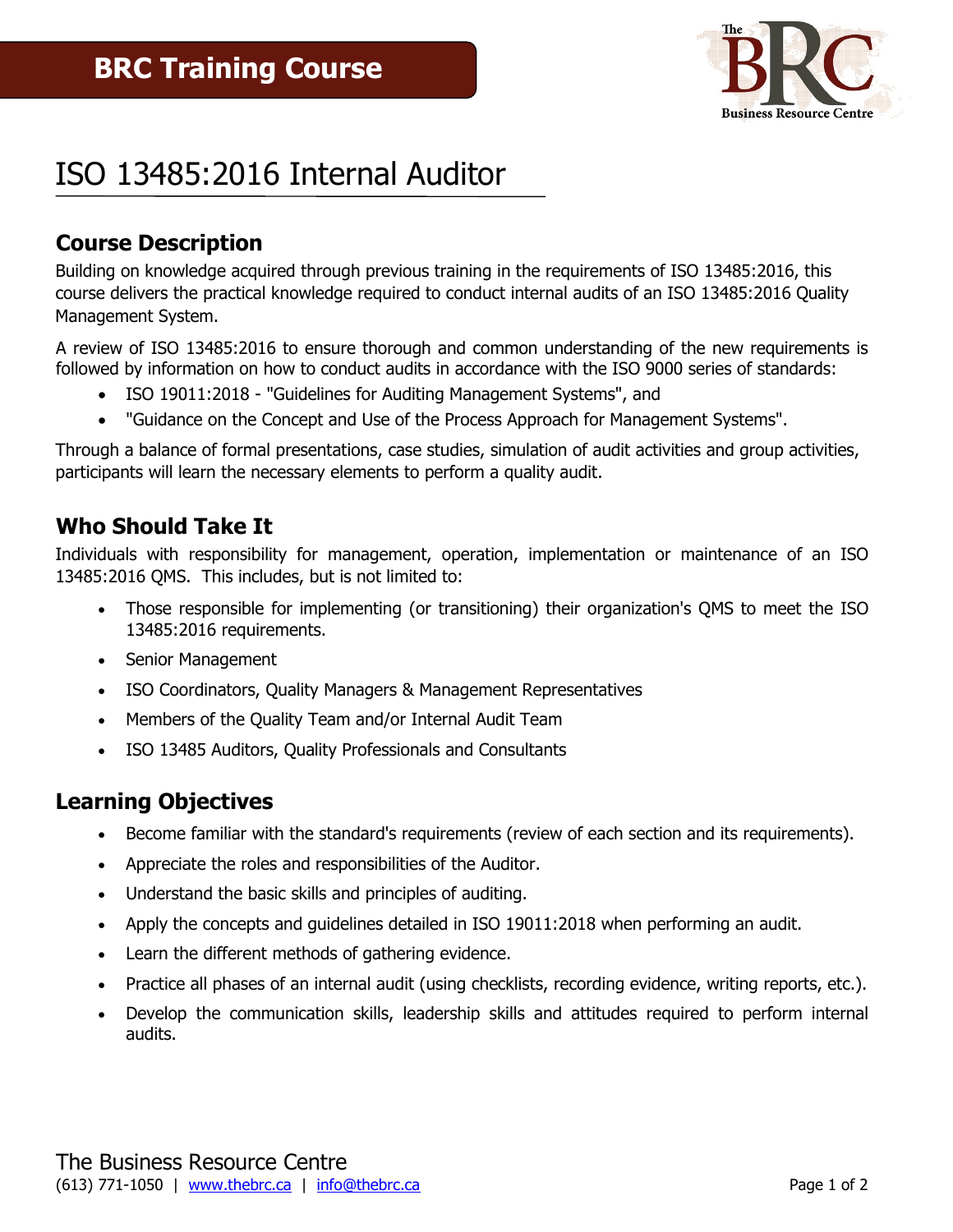# BRC Training Course

# ISO 13485:2016 Internal Auditor

## Course Description

Building on knowledge acquired through previous training in the requirements of ISO 13485:2016, this course delivers the practical knowledge required to conduct internal audits of an ISO 13485:2016 Quality Management System.

A review of ISO 13485:2016 to ensure thorough and common understanding of the new requirements is followed by information on how to conduct audits in accordance with the ISO 9000 series of standards:

- ISO 19011:2018 - "Guidelines for Auditing Management Systems", and
- "Guidance on the Concept and Use of the Process Approach for Management Systems".

Through a balance of formal presentations, case studies, simulation of audit activities and group activities, participants will learn the necessary elements to perform a quality audit.

## Who Should Take It

Individuals with responsibility for management, operation, implementation or maintenance of an ISO 13485:2016 QMS. This includes, but is not limited to:

- Those responsible for implementing (or transitioning) their organization's QMS to meet the ISO 13485:2016 requirements.
- Senior Management
- ISO Coordinators, Quality Managers & Management Representatives
- Members of the Quality Team and/or Internal Audit Team
- ISO 13485 Auditors, Quality Professionals and Consultants

## Learning Objectives

- Become familiar with the standard's requirements (review of each section and its requirements).
- Appreciate the roles and responsibilities of the Auditor.
- Understand the basic skills and principles of auditing.
- Apply the concepts and guidelines detailed in ISO 19011:2018 when performing an audit.
- Learn the different methods of gathering evidence.
- Practice all phases of an internal audit (using checklists, recording evidence, writing reports, etc.).
- Develop the communication skills, leadership skills and attitudes required to perform internal audits.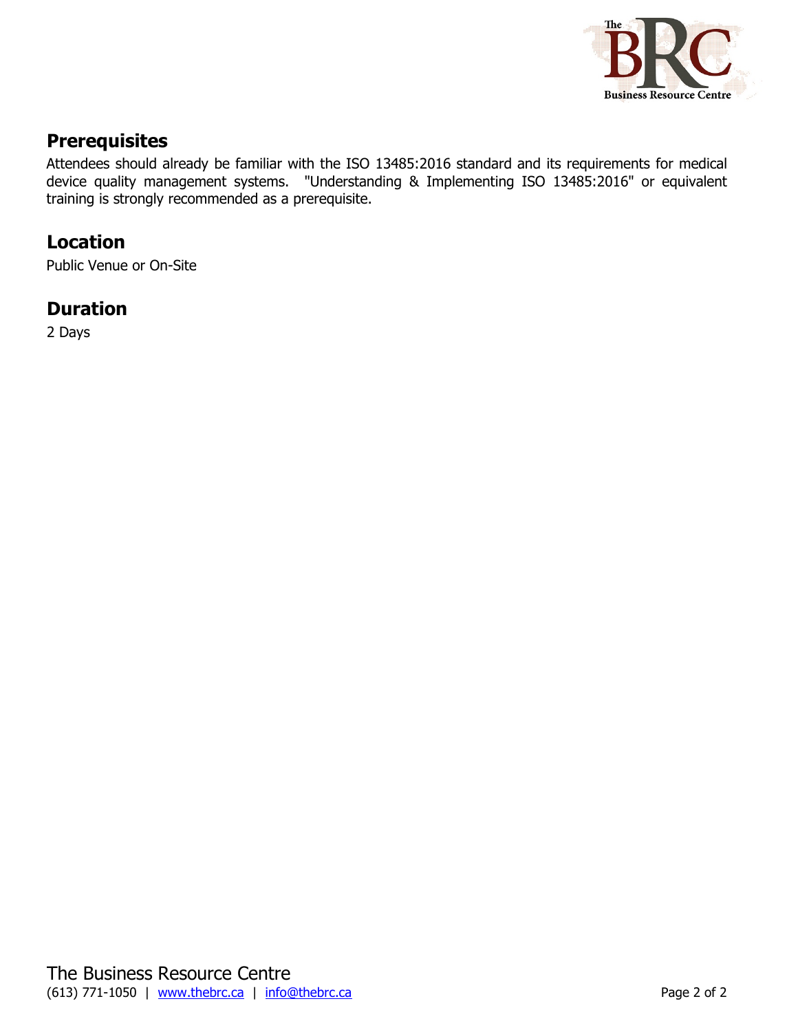## Prerequisites

Attendees should already be familiar with the ISO 13485:2016 standard and its requirements for medical device quality management systems. "Understanding & Implementing ISO 13485:2016" or equivalent training is strongly recommended as a prerequisite.

## Location

Public Venue or On-Site

## Duration

2 Days